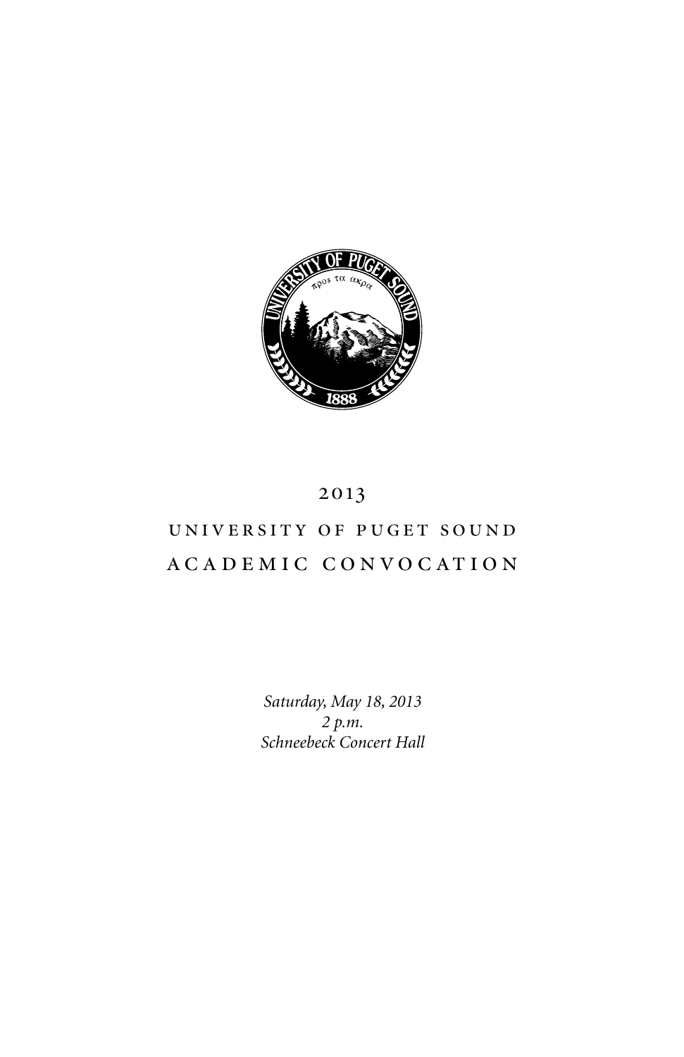# 2013

# UNIVERSITY OF PUGET SOUND

# ACADEMIC CONVOCATION

*Saturday, May 18, 2013*
*2 p.m.*
*Schneebeck Concert Hall*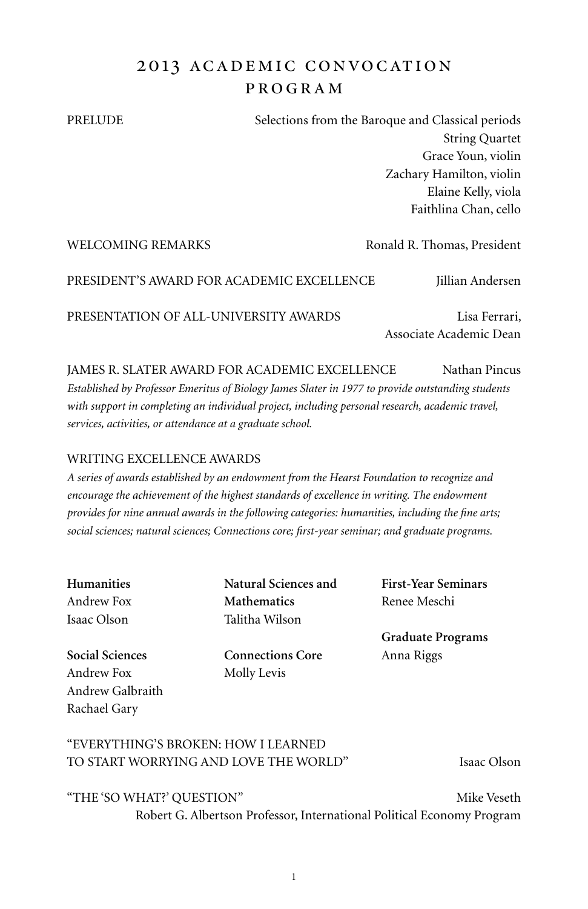# 2013 ACADEMIC CONVOCATION PROGRAM

PRELUDE — Selections from the Baroque and Classical periods
String Quartet
Grace Youn, violin
Zachary Hamilton, violin
Elaine Kelly, viola
Faithlina Chan, cello

WELCOMING REMARKS — Ronald R. Thomas, President

PRESIDENT'S AWARD FOR ACADEMIC EXCELLENCE — Jillian Andersen

PRESENTATION OF ALL-UNIVERSITY AWARDS — Lisa Ferrari, Associate Academic Dean

JAMES R. SLATER AWARD FOR ACADEMIC EXCELLENCE — Nathan Pincus

*Established by Professor Emeritus of Biology James Slater in 1977 to provide outstanding students with support in completing an individual project, including personal research, academic travel, services, activities, or attendance at a graduate school.*

WRITING EXCELLENCE AWARDS

*A series of awards established by an endowment from the Hearst Foundation to recognize and encourage the achievement of the highest standards of excellence in writing. The endowment provides for nine annual awards in the following categories: humanities, including the fine arts; social sciences; natural sciences; Connections core; first-year seminar; and graduate programs.*

**Humanities**
Andrew Fox
Isaac Olson

**Social Sciences**
Andrew Fox
Andrew Galbraith
Rachael Gary

**Natural Sciences and Mathematics**
Talitha Wilson

**Connections Core**
Molly Levis

**First-Year Seminars**
Renee Meschi

**Graduate Programs**
Anna Riggs

"EVERYTHING'S BROKEN: HOW I LEARNED TO START WORRYING AND LOVE THE WORLD" — Isaac Olson

"THE 'SO WHAT?' QUESTION" — Mike Veseth
Robert G. Albertson Professor, International Political Economy Program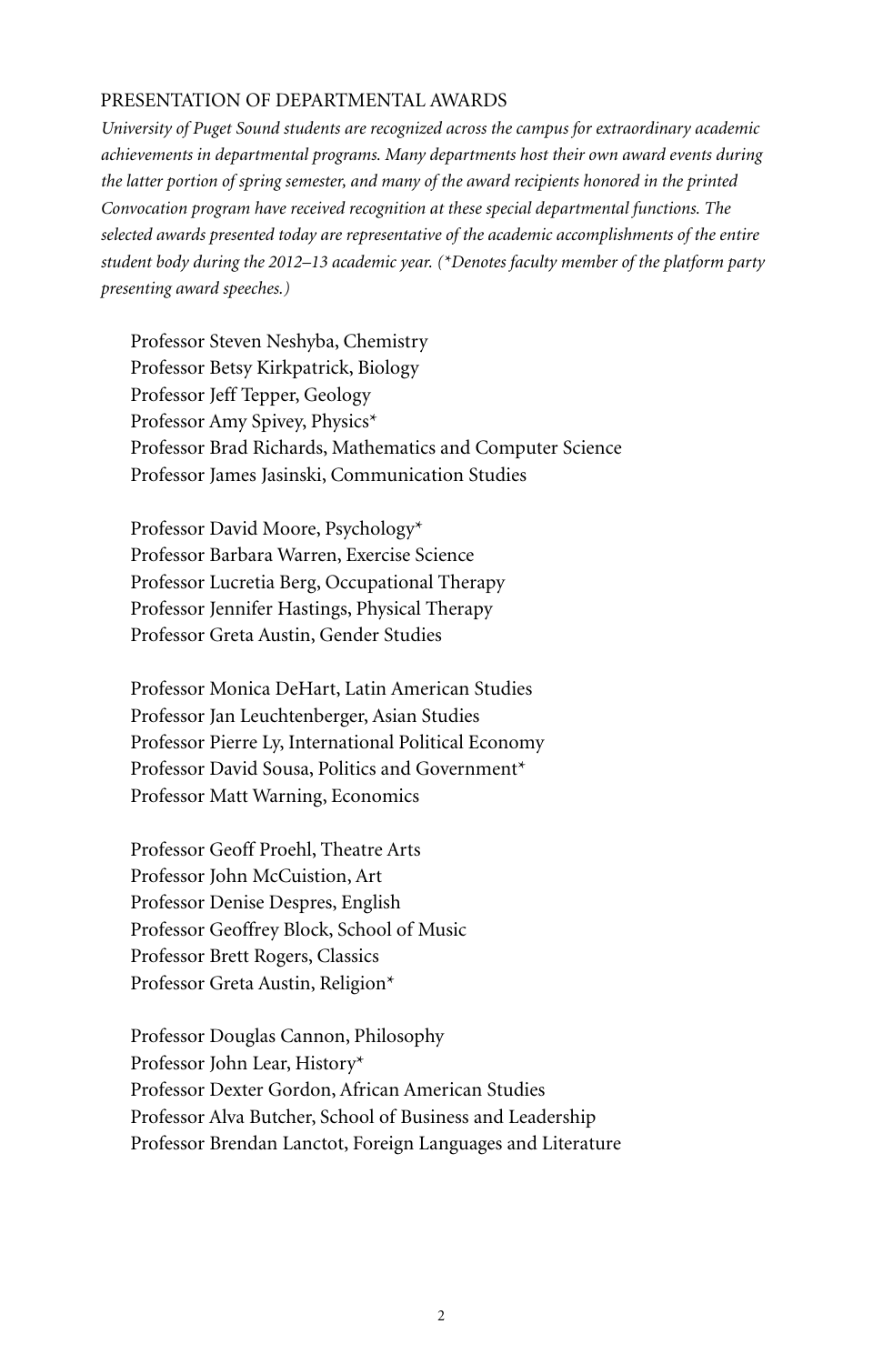## PRESENTATION OF DEPARTMENTAL AWARDS

*University of Puget Sound students are recognized across the campus for extraordinary academic achievements in departmental programs. Many departments host their own award events during the latter portion of spring semester, and many of the award recipients honored in the printed Convocation program have received recognition at these special departmental functions. The selected awards presented today are representative of the academic accomplishments of the entire student body during the 2012–13 academic year. (\*Denotes faculty member of the platform party presenting award speeches.)*

Professor Steven Neshyba, Chemistry
Professor Betsy Kirkpatrick, Biology
Professor Jeff Tepper, Geology
Professor Amy Spivey, Physics*
Professor Brad Richards, Mathematics and Computer Science
Professor James Jasinski, Communication Studies

Professor David Moore, Psychology*
Professor Barbara Warren, Exercise Science
Professor Lucretia Berg, Occupational Therapy
Professor Jennifer Hastings, Physical Therapy
Professor Greta Austin, Gender Studies

Professor Monica DeHart, Latin American Studies
Professor Jan Leuchtenberger, Asian Studies
Professor Pierre Ly, International Political Economy
Professor David Sousa, Politics and Government*
Professor Matt Warning, Economics

Professor Geoff Proehl, Theatre Arts
Professor John McCuistion, Art
Professor Denise Despres, English
Professor Geoffrey Block, School of Music
Professor Brett Rogers, Classics
Professor Greta Austin, Religion*

Professor Douglas Cannon, Philosophy
Professor John Lear, History*
Professor Dexter Gordon, African American Studies
Professor Alva Butcher, School of Business and Leadership
Professor Brendan Lanctot, Foreign Languages and Literature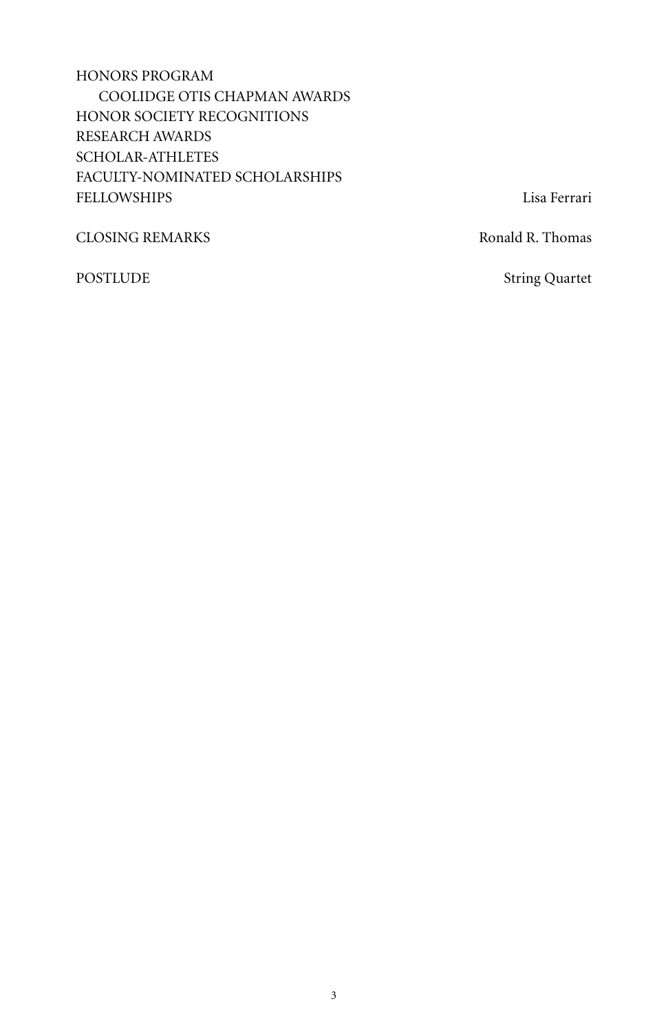HONORS PROGRAM
  COOLIDGE OTIS CHAPMAN AWARDS
HONOR SOCIETY RECOGNITIONS
RESEARCH AWARDS
SCHOLAR-ATHLETES
FACULTY-NOMINATED SCHOLARSHIPS
FELLOWSHIPS — Lisa Ferrari

CLOSING REMARKS — Ronald R. Thomas

POSTLUDE — String Quartet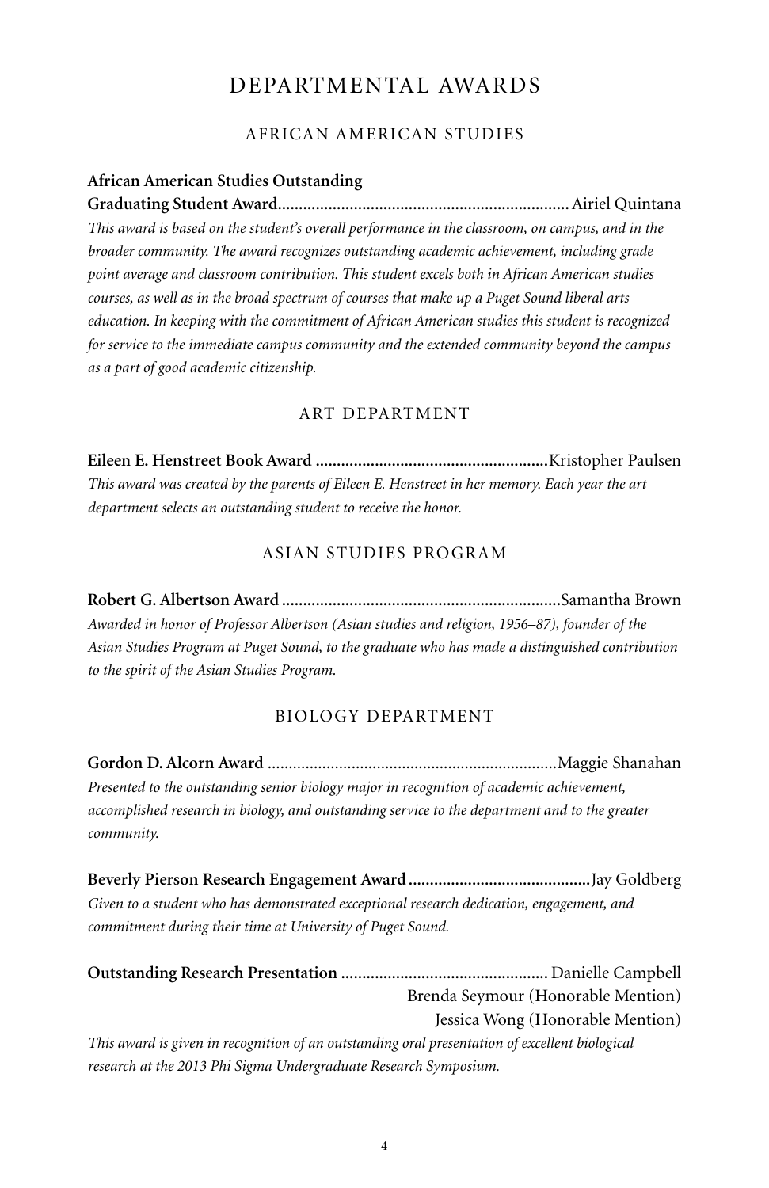# DEPARTMENTAL AWARDS

## AFRICAN AMERICAN STUDIES

**African American Studies Outstanding Graduating Student Award**.................................................................... Airiel Quintana

*This award is based on the student's overall performance in the classroom, on campus, and in the broader community. The award recognizes outstanding academic achievement, including grade point average and classroom contribution. This student excels both in African American studies courses, as well as in the broad spectrum of courses that make up a Puget Sound liberal arts education. In keeping with the commitment of African American studies this student is recognized for service to the immediate campus community and the extended community beyond the campus as a part of good academic citizenship.*

## ART DEPARTMENT

**Eileen E. Henstreet Book Award** ......................................................Kristopher Paulsen

*This award was created by the parents of Eileen E. Henstreet in her memory. Each year the art department selects an outstanding student to receive the honor.*

## ASIAN STUDIES PROGRAM

**Robert G. Albertson Award** .................................................................Samantha Brown

*Awarded in honor of Professor Albertson (Asian studies and religion, 1956–87), founder of the Asian Studies Program at Puget Sound, to the graduate who has made a distinguished contribution to the spirit of the Asian Studies Program.*

## BIOLOGY DEPARTMENT

**Gordon D. Alcorn Award** ....................................................................Maggie Shanahan

*Presented to the outstanding senior biology major in recognition of academic achievement, accomplished research in biology, and outstanding service to the department and to the greater community.*

**Beverly Pierson Research Engagement Award** ..........................................Jay Goldberg

*Given to a student who has demonstrated exceptional research dedication, engagement, and commitment during their time at University of Puget Sound.*

**Outstanding Research Presentation** ................................................ Danielle Campbell
Brenda Seymour (Honorable Mention)
Jessica Wong (Honorable Mention)

*This award is given in recognition of an outstanding oral presentation of excellent biological research at the 2013 Phi Sigma Undergraduate Research Symposium.*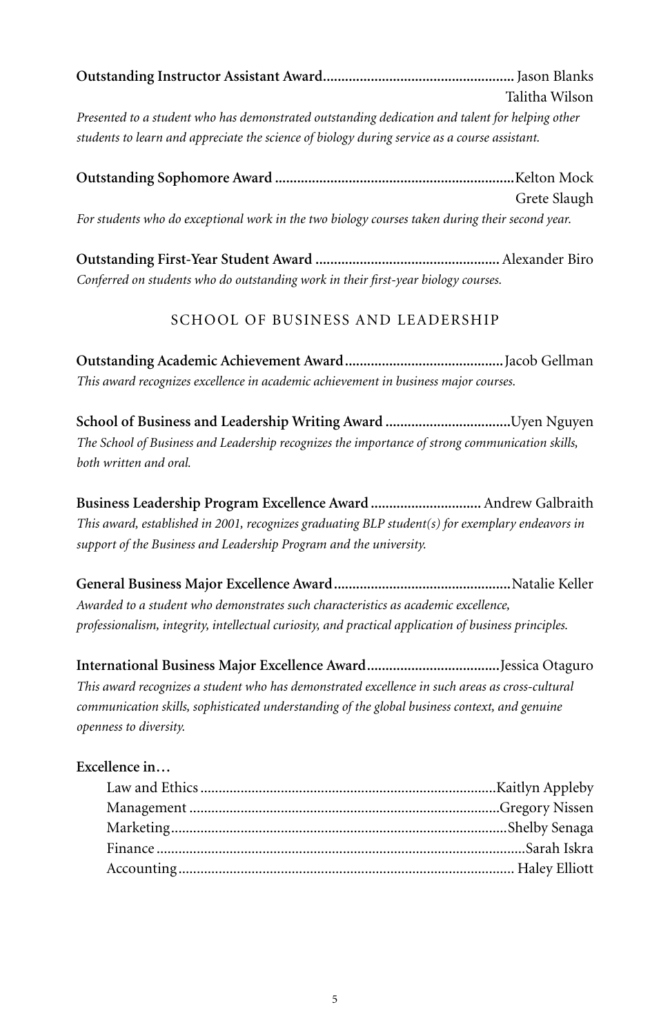**Outstanding Instructor Assistant Award**.................................................... Jason Blanks
Talitha Wilson

*Presented to a student who has demonstrated outstanding dedication and talent for helping other students to learn and appreciate the science of biology during service as a course assistant.*

**Outstanding Sophomore Award** .................................................................Kelton Mock
Grete Slaugh

*For students who do exceptional work in the two biology courses taken during their second year.*

**Outstanding First-Year Student Award** .................................................. Alexander Biro

*Conferred on students who do outstanding work in their first-year biology courses.*

## SCHOOL OF BUSINESS AND LEADERSHIP

**Outstanding Academic Achievement Award**...........................................Jacob Gellman

*This award recognizes excellence in academic achievement in business major courses.*

**School of Business and Leadership Writing Award** .................................Uyen Nguyen

*The School of Business and Leadership recognizes the importance of strong communication skills, both written and oral.*

**Business Leadership Program Excellence Award** .............................. Andrew Galbraith

*This award, established in 2001, recognizes graduating BLP student(s) for exemplary endeavors in support of the Business and Leadership Program and the university.*

**General Business Major Excellence Award**................................................Natalie Keller

*Awarded to a student who demonstrates such characteristics as academic excellence, professionalism, integrity, intellectual curiosity, and practical application of business principles.*

**International Business Major Excellence Award**....................................Jessica Otaguro

*This award recognizes a student who has demonstrated excellence in such areas as cross-cultural communication skills, sophisticated understanding of the global business context, and genuine openness to diversity.*

**Excellence in…**

Law and Ethics ................................................................................Kaitlyn Appleby
Management ....................................................................................Gregory Nissen
Marketing...........................................................................................Shelby Senaga
Finance ....................................................................................................Sarah Iskra
Accounting........................................................................................... Haley Elliott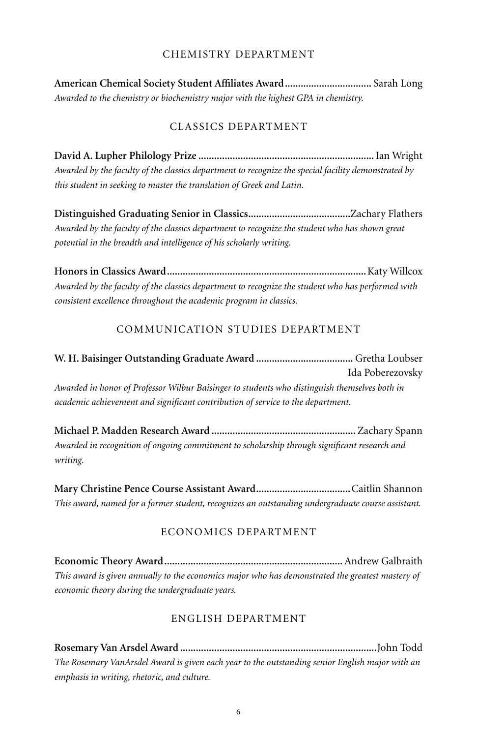## CHEMISTRY DEPARTMENT

**American Chemical Society Student Affiliates Award** ................................. Sarah Long

*Awarded to the chemistry or biochemistry major with the highest GPA in chemistry.*

## CLASSICS DEPARTMENT

**David A. Lupher Philology Prize** .................................................................. Ian Wright

*Awarded by the faculty of the classics department to recognize the special facility demonstrated by this student in seeking to master the translation of Greek and Latin.*

**Distinguished Graduating Senior in Classics** ...................................... Zachary Flathers

*Awarded by the faculty of the classics department to recognize the student who has shown great potential in the breadth and intelligence of his scholarly writing.*

**Honors in Classics Award** ........................................................................... Katy Willcox

*Awarded by the faculty of the classics department to recognize the student who has performed with consistent excellence throughout the academic program in classics.*

## COMMUNICATION STUDIES DEPARTMENT

**W. H. Baisinger Outstanding Graduate Award** .................................... Gretha Loubser
Ida Poberezovsky

*Awarded in honor of Professor Wilbur Baisinger to students who distinguish themselves both in academic achievement and significant contribution of service to the department.*

**Michael P. Madden Research Award** ...................................................... Zachary Spann

*Awarded in recognition of ongoing commitment to scholarship through significant research and writing.*

**Mary Christine Pence Course Assistant Award** ................................... Caitlin Shannon

*This award, named for a former student, recognizes an outstanding undergraduate course assistant.*

## ECONOMICS DEPARTMENT

**Economic Theory Award** ................................................................... Andrew Galbraith

*This award is given annually to the economics major who has demonstrated the greatest mastery of economic theory during the undergraduate years.*

## ENGLISH DEPARTMENT

**Rosemary Van Arsdel Award** .......................................................................... John Todd

*The Rosemary VanArsdel Award is given each year to the outstanding senior English major with an emphasis in writing, rhetoric, and culture.*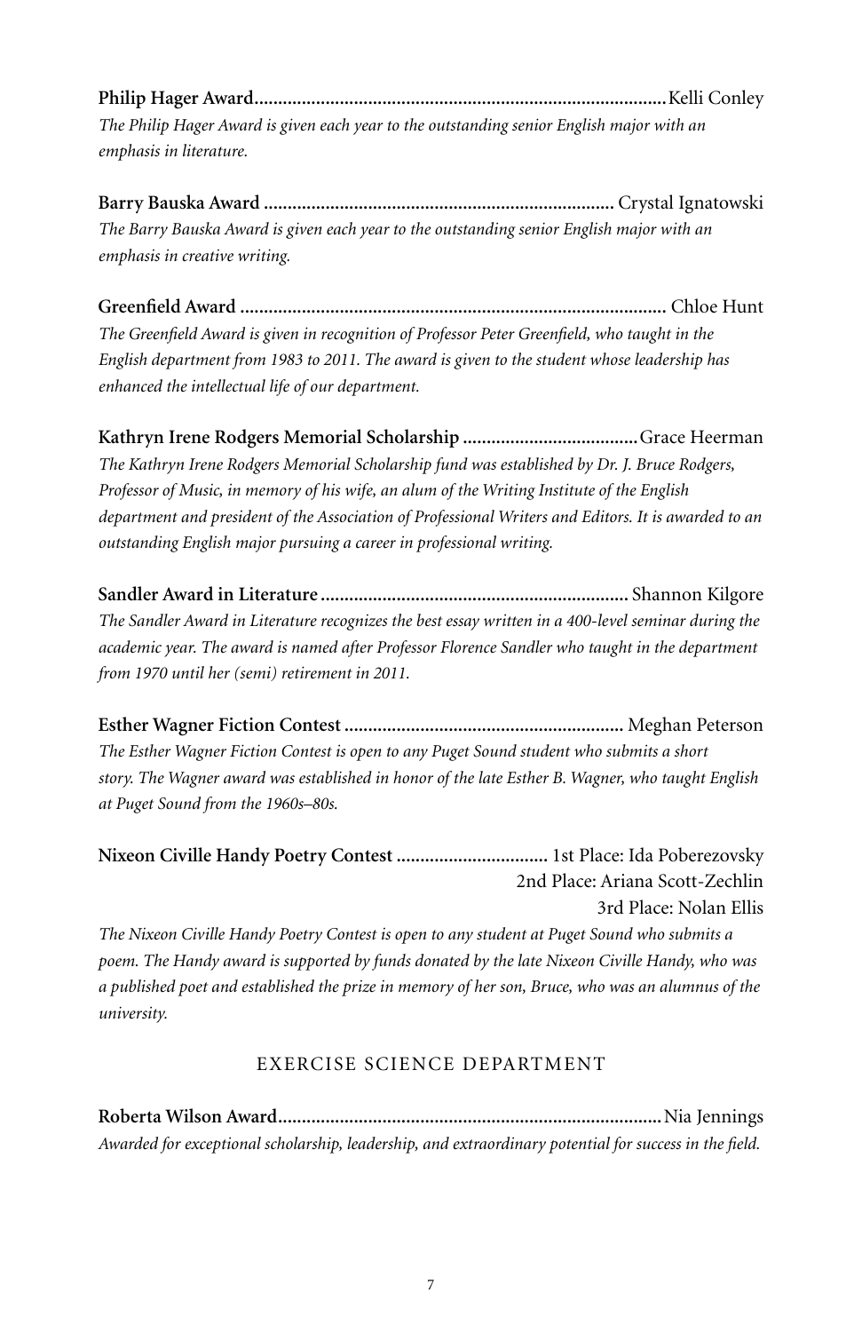**Philip Hager Award**......................................................................................Kelli Conley

*The Philip Hager Award is given each year to the outstanding senior English major with an emphasis in literature.*

**Barry Bauska Award**......................................................................... Crystal Ignatowski

*The Barry Bauska Award is given each year to the outstanding senior English major with an emphasis in creative writing.*

**Greenfield Award**......................................................................................... Chloe Hunt

*The Greenfield Award is given in recognition of Professor Peter Greenfield, who taught in the English department from 1983 to 2011. The award is given to the student whose leadership has enhanced the intellectual life of our department.*

**Kathryn Irene Rodgers Memorial Scholarship**.....................................Grace Heerman

*The Kathryn Irene Rodgers Memorial Scholarship fund was established by Dr. J. Bruce Rodgers, Professor of Music, in memory of his wife, an alum of the Writing Institute of the English department and president of the Association of Professional Writers and Editors. It is awarded to an outstanding English major pursuing a career in professional writing.*

**Sandler Award in Literature**................................................................. Shannon Kilgore

*The Sandler Award in Literature recognizes the best essay written in a 400-level seminar during the academic year. The award is named after Professor Florence Sandler who taught in the department from 1970 until her (semi) retirement in 2011.*

**Esther Wagner Fiction Contest**........................................................... Meghan Peterson

*The Esther Wagner Fiction Contest is open to any Puget Sound student who submits a short story. The Wagner award was established in honor of the late Esther B. Wagner, who taught English at Puget Sound from the 1960s–80s.*

**Nixeon Civille Handy Poetry Contest**................................ 1st Place: Ida Poberezovsky
2nd Place: Ariana Scott-Zechlin
3rd Place: Nolan Ellis

*The Nixeon Civille Handy Poetry Contest is open to any student at Puget Sound who submits a poem. The Handy award is supported by funds donated by the late Nixeon Civille Handy, who was a published poet and established the prize in memory of her son, Bruce, who was an alumnus of the university.*

## EXERCISE SCIENCE DEPARTMENT

**Roberta Wilson Award**................................................................................Nia Jennings

*Awarded for exceptional scholarship, leadership, and extraordinary potential for success in the field.*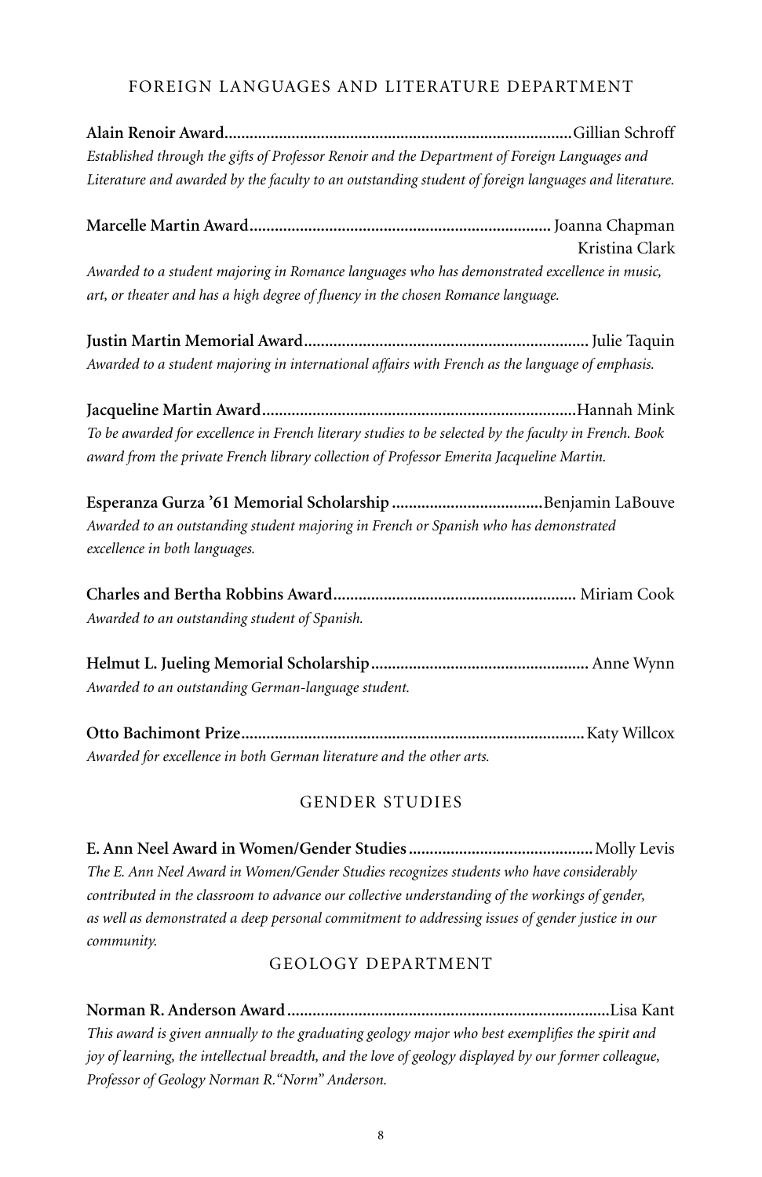## FOREIGN LANGUAGES AND LITERATURE DEPARTMENT

**Alain Renoir Award**.................................................................................Gillian Schroff

*Established through the gifts of Professor Renoir and the Department of Foreign Languages and Literature and awarded by the faculty to an outstanding student of foreign languages and literature.*

**Marcelle Martin Award**....................................................................... Joanna Chapman
Kristina Clark

*Awarded to a student majoring in Romance languages who has demonstrated excellence in music, art, or theater and has a high degree of fluency in the chosen Romance language.*

**Justin Martin Memorial Award**................................................................... Julie Taquin

*Awarded to a student majoring in international affairs with French as the language of emphasis.*

**Jacqueline Martin Award**..........................................................................Hannah Mink

*To be awarded for excellence in French literary studies to be selected by the faculty in French. Book award from the private French library collection of Professor Emerita Jacqueline Martin.*

**Esperanza Gurza '61 Memorial Scholarship**...................................Benjamin LaBouve

*Awarded to an outstanding student majoring in French or Spanish who has demonstrated excellence in both languages.*

**Charles and Bertha Robbins Award**......................................................... Miriam Cook

*Awarded to an outstanding student of Spanish.*

**Helmut L. Jueling Memorial Scholarship**................................................... Anne Wynn

*Awarded to an outstanding German-language student.*

**Otto Bachimont Prize**.................................................................................Katy Willcox

*Awarded for excellence in both German literature and the other arts.*

## GENDER STUDIES

**E. Ann Neel Award in Women/Gender Studies**...........................................Molly Levis

*The E. Ann Neel Award in Women/Gender Studies recognizes students who have considerably contributed in the classroom to advance our collective understanding of the workings of gender, as well as demonstrated a deep personal commitment to addressing issues of gender justice in our community.*

## GEOLOGY DEPARTMENT

**Norman R. Anderson Award**............................................................................Lisa Kant

*This award is given annually to the graduating geology major who best exemplifies the spirit and joy of learning, the intellectual breadth, and the love of geology displayed by our former colleague, Professor of Geology Norman R. "Norm" Anderson.*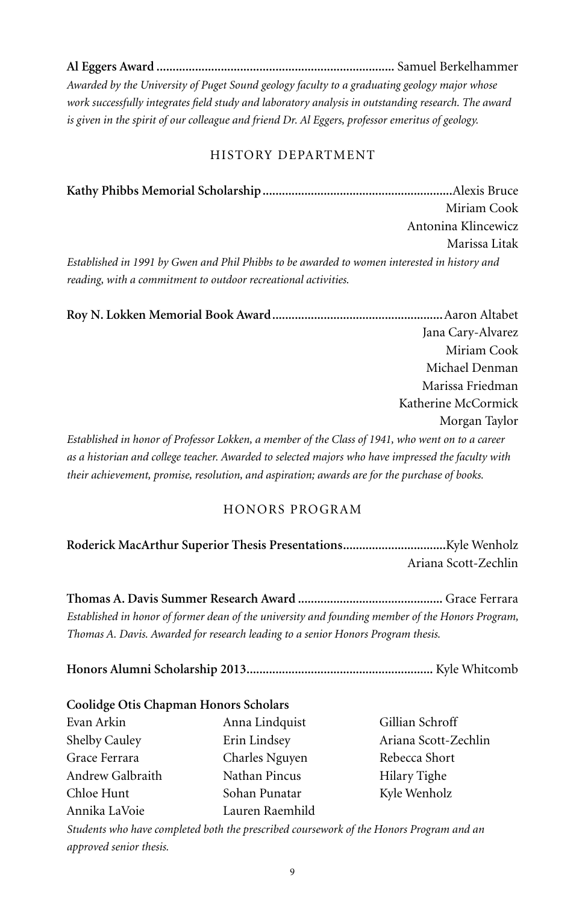**Al Eggers Award** .......................................................................... Samuel Berkelhammer

*Awarded by the University of Puget Sound geology faculty to a graduating geology major whose work successfully integrates field study and laboratory analysis in outstanding research. The award is given in the spirit of our colleague and friend Dr. Al Eggers, professor emeritus of geology.*

## HISTORY DEPARTMENT

**Kathy Phibbs Memorial Scholarship** ........................................................... Alexis Bruce
Miriam Cook
Antonina Klincewicz
Marissa Litak

*Established in 1991 by Gwen and Phil Phibbs to be awarded to women interested in history and reading, with a commitment to outdoor recreational activities.*

**Roy N. Lokken Memorial Book Award** ..................................................... Aaron Altabet
Jana Cary-Alvarez
Miriam Cook
Michael Denman
Marissa Friedman
Katherine McCormick
Morgan Taylor

*Established in honor of Professor Lokken, a member of the Class of 1941, who went on to a career as a historian and college teacher. Awarded to selected majors who have impressed the faculty with their achievement, promise, resolution, and aspiration; awards are for the purchase of books.*

## HONORS PROGRAM

**Roderick MacArthur Superior Thesis Presentations** ................................ Kyle Wenholz
Ariana Scott-Zechlin

**Thomas A. Davis Summer Research Award** ............................................. Grace Ferrara

*Established in honor of former dean of the university and founding member of the Honors Program, Thomas A. Davis. Awarded for research leading to a senior Honors Program thesis.*

**Honors Alumni Scholarship 2013** .......................................................... Kyle Whitcomb

**Coolidge Otis Chapman Honors Scholars**

Evan Arkin
Shelby Cauley
Grace Ferrara
Andrew Galbraith
Chloe Hunt
Annika LaVoie
Anna Lindquist
Erin Lindsey
Charles Nguyen
Nathan Pincus
Sohan Punatar
Lauren Raemhild
Gillian Schroff
Ariana Scott-Zechlin
Rebecca Short
Hilary Tighe
Kyle Wenholz

*Students who have completed both the prescribed coursework of the Honors Program and an approved senior thesis.*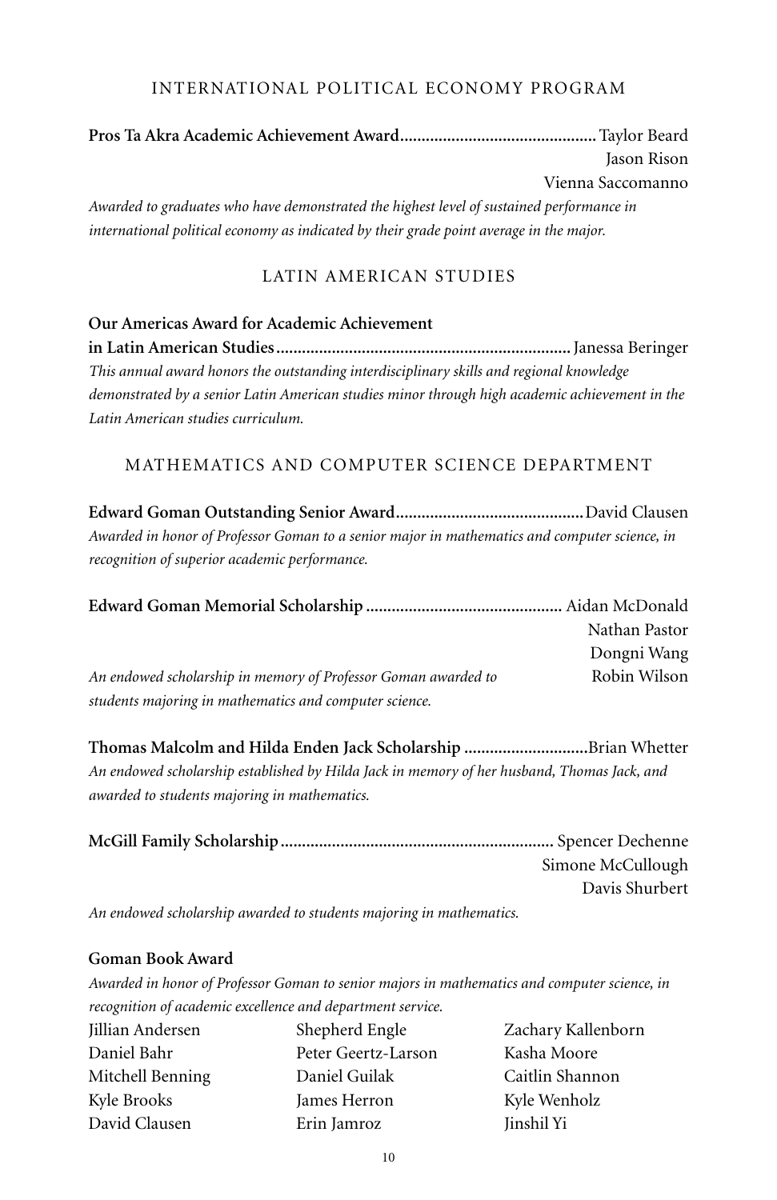## INTERNATIONAL POLITICAL ECONOMY PROGRAM

**Pros Ta Akra Academic Achievement Award**............................................. Taylor Beard
Jason Rison
Vienna Saccomanno

*Awarded to graduates who have demonstrated the highest level of sustained performance in international political economy as indicated by their grade point average in the major.*

## LATIN AMERICAN STUDIES

**Our Americas Award for Academic Achievement in Latin American Studies**.................................................................... Janessa Beringer

*This annual award honors the outstanding interdisciplinary skills and regional knowledge demonstrated by a senior Latin American studies minor through high academic achievement in the Latin American studies curriculum.*

## MATHEMATICS AND COMPUTER SCIENCE DEPARTMENT

**Edward Goman Outstanding Senior Award**........................................... David Clausen

*Awarded in honor of Professor Goman to a senior major in mathematics and computer science, in recognition of superior academic performance.*

**Edward Goman Memorial Scholarship** ............................................. Aidan McDonald
Nathan Pastor
Dongni Wang
Robin Wilson

*An endowed scholarship in memory of Professor Goman awarded to students majoring in mathematics and computer science.*

**Thomas Malcolm and Hilda Enden Jack Scholarship** ............................ Brian Whetter

*An endowed scholarship established by Hilda Jack in memory of her husband, Thomas Jack, and awarded to students majoring in mathematics.*

**McGill Family Scholarship**.............................................................. Spencer Dechenne
Simone McCullough
Davis Shurbert

*An endowed scholarship awarded to students majoring in mathematics.*

**Goman Book Award**

*Awarded in honor of Professor Goman to senior majors in mathematics and computer science, in recognition of academic excellence and department service.*

Jillian Andersen
Daniel Bahr
Mitchell Benning
Kyle Brooks
David Clausen
Shepherd Engle
Peter Geertz-Larson
Daniel Guilak
James Herron
Erin Jamroz
Zachary Kallenborn
Kasha Moore
Caitlin Shannon
Kyle Wenholz
Jinshil Yi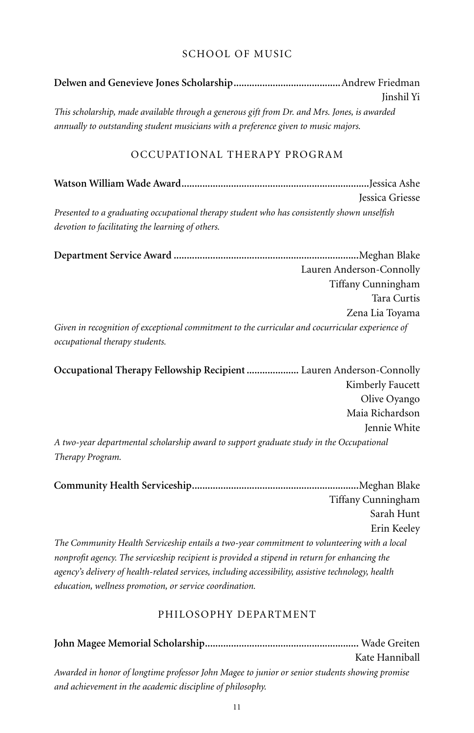## SCHOOL OF MUSIC

**Delwen and Genevieve Jones Scholarship**.........................................Andrew Friedman
Jinshil Yi

*This scholarship, made available through a generous gift from Dr. and Mrs. Jones, is awarded annually to outstanding student musicians with a preference given to music majors.*

## OCCUPATIONAL THERAPY PROGRAM

**Watson William Wade Award**.......................................................................Jessica Ashe
Jessica Griesse

*Presented to a graduating occupational therapy student who has consistently shown unselfish devotion to facilitating the learning of others.*

**Department Service Award**......................................................................Meghan Blake
Lauren Anderson-Connolly
Tiffany Cunningham
Tara Curtis
Zena Lia Toyama

*Given in recognition of exceptional commitment to the curricular and cocurricular experience of occupational therapy students.*

**Occupational Therapy Fellowship Recipient**.................... Lauren Anderson-Connolly
Kimberly Faucett
Olive Oyango
Maia Richardson
Jennie White

*A two-year departmental scholarship award to support graduate study in the Occupational Therapy Program.*

**Community Health Serviceship**...............................................................Meghan Blake
Tiffany Cunningham
Sarah Hunt
Erin Keeley

*The Community Health Serviceship entails a two-year commitment to volunteering with a local nonprofit agency. The serviceship recipient is provided a stipend in return for enhancing the agency's delivery of health-related services, including accessibility, assistive technology, health education, wellness promotion, or service coordination.*

## PHILOSOPHY DEPARTMENT

**John Magee Memorial Scholarship**.......................................................... Wade Greiten
Kate Hanniball

*Awarded in honor of longtime professor John Magee to junior or senior students showing promise and achievement in the academic discipline of philosophy.*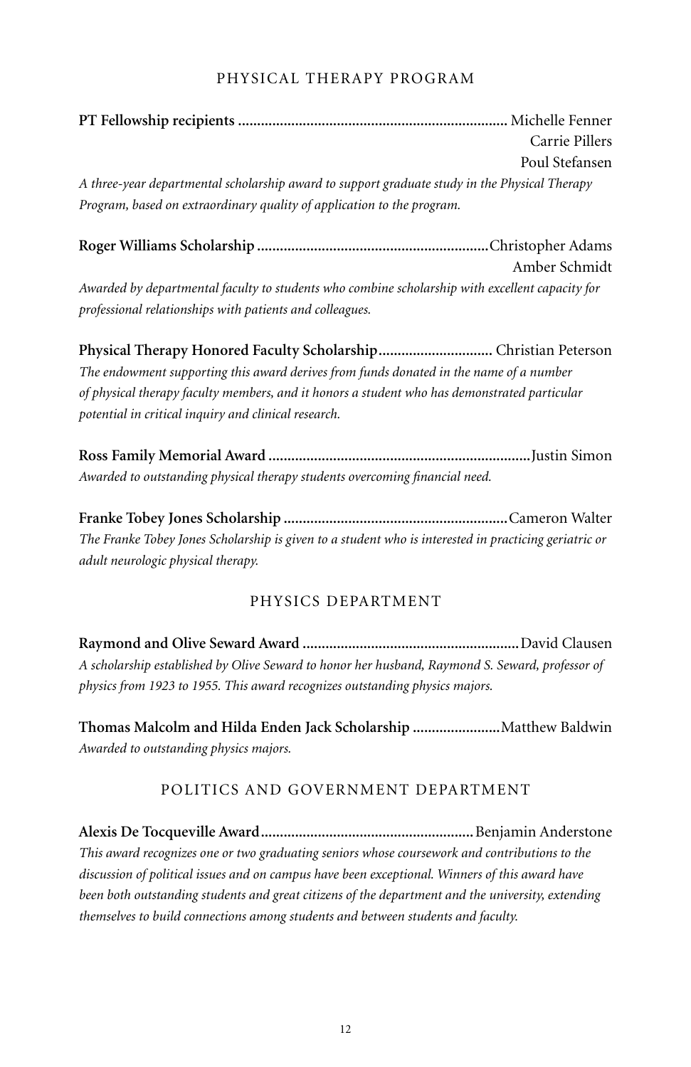## PHYSICAL THERAPY PROGRAM

**PT Fellowship recipients** .......................................................................... Michelle Fenner
Carrie Pillers
Poul Stefansen

*A three-year departmental scholarship award to support graduate study in the Physical Therapy Program, based on extraordinary quality of application to the program.*

**Roger Williams Scholarship** ............................................................Christopher Adams
Amber Schmidt

*Awarded by departmental faculty to students who combine scholarship with excellent capacity for professional relationships with patients and colleagues.*

**Physical Therapy Honored Faculty Scholarship**............................. Christian Peterson

*The endowment supporting this award derives from funds donated in the name of a number of physical therapy faculty members, and it honors a student who has demonstrated particular potential in critical inquiry and clinical research.*

**Ross Family Memorial Award** ....................................................................Justin Simon

*Awarded to outstanding physical therapy students overcoming financial need.*

**Franke Tobey Jones Scholarship** ..........................................................Cameron Walter

*The Franke Tobey Jones Scholarship is given to a student who is interested in practicing geriatric or adult neurologic physical therapy.*

## PHYSICS DEPARTMENT

**Raymond and Olive Seward Award** ........................................................David Clausen

*A scholarship established by Olive Seward to honor her husband, Raymond S. Seward, professor of physics from 1923 to 1955. This award recognizes outstanding physics majors.*

**Thomas Malcolm and Hilda Enden Jack Scholarship** .......................Matthew Baldwin

*Awarded to outstanding physics majors.*

## POLITICS AND GOVERNMENT DEPARTMENT

**Alexis De Tocqueville Award**.......................................................Benjamin Anderstone

*This award recognizes one or two graduating seniors whose coursework and contributions to the discussion of political issues and on campus have been exceptional. Winners of this award have been both outstanding students and great citizens of the department and the university, extending themselves to build connections among students and between students and faculty.*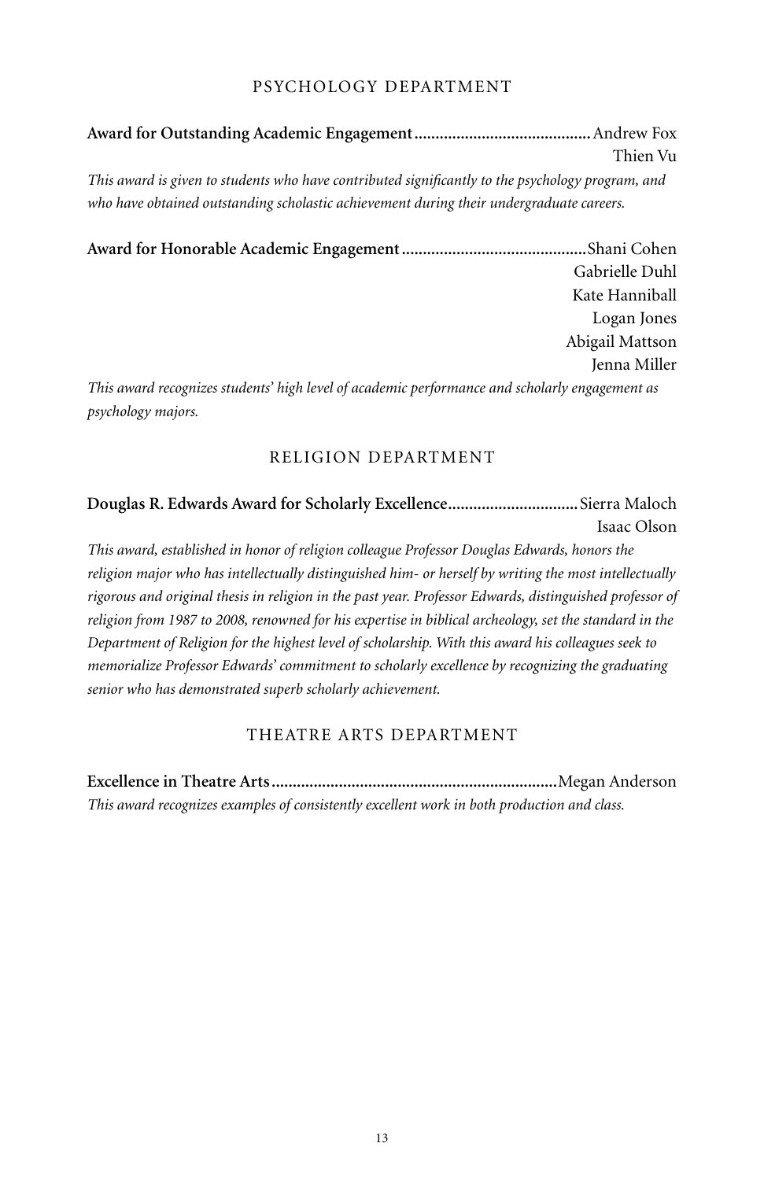## PSYCHOLOGY DEPARTMENT

**Award for Outstanding Academic Engagement**..........................................Andrew Fox
Thien Vu

*This award is given to students who have contributed significantly to the psychology program, and who have obtained outstanding scholastic achievement during their undergraduate careers.*

**Award for Honorable Academic Engagement**............................................Shani Cohen
Gabrielle Duhl
Kate Hanniball
Logan Jones
Abigail Mattson
Jenna Miller

*This award recognizes students' high level of academic performance and scholarly engagement as psychology majors.*

## RELIGION DEPARTMENT

**Douglas R. Edwards Award for Scholarly Excellence**...............................Sierra Maloch
Isaac Olson

*This award, established in honor of religion colleague Professor Douglas Edwards, honors the religion major who has intellectually distinguished him- or herself by writing the most intellectually rigorous and original thesis in religion in the past year. Professor Edwards, distinguished professor of religion from 1987 to 2008, renowned for his expertise in biblical archeology, set the standard in the Department of Religion for the highest level of scholarship. With this award his colleagues seek to memorialize Professor Edwards' commitment to scholarly excellence by recognizing the graduating senior who has demonstrated superb scholarly achievement.*

## THEATRE ARTS DEPARTMENT

**Excellence in Theatre Arts**...................................................................Megan Anderson

*This award recognizes examples of consistently excellent work in both production and class.*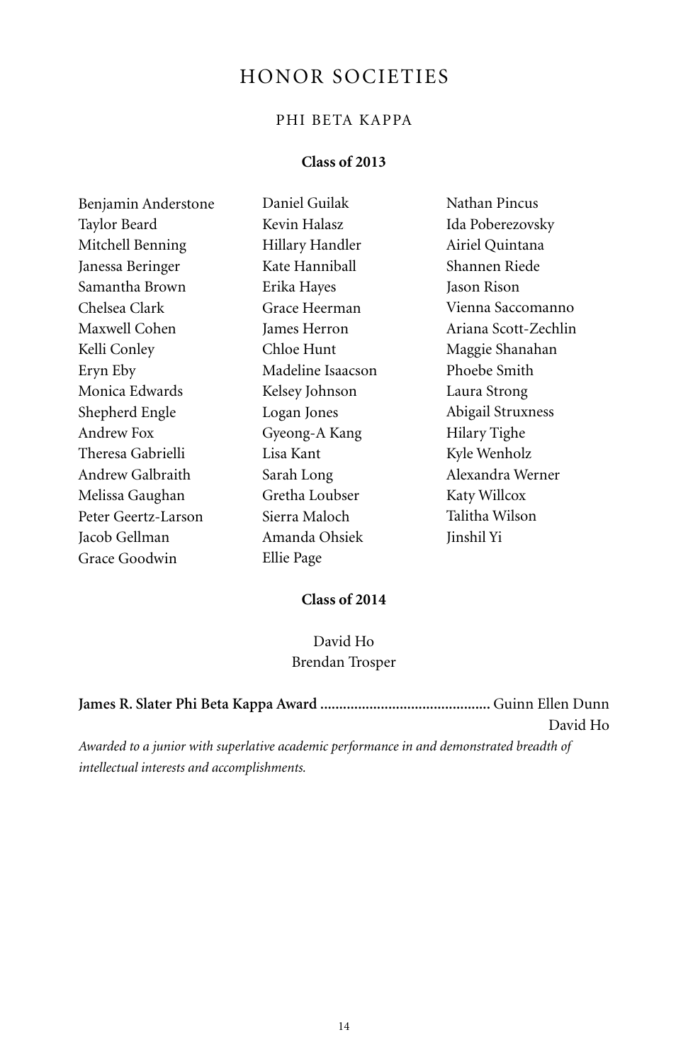# HONOR SOCIETIES

## PHI BETA KAPPA

### Class of 2013

Benjamin Anderstone
Taylor Beard
Mitchell Benning
Janessa Beringer
Samantha Brown
Chelsea Clark
Maxwell Cohen
Kelli Conley
Eryn Eby
Monica Edwards
Shepherd Engle
Andrew Fox
Theresa Gabrielli
Andrew Galbraith
Melissa Gaughan
Peter Geertz-Larson
Jacob Gellman
Grace Goodwin
Daniel Guilak
Kevin Halasz
Hillary Handler
Kate Hanniball
Erika Hayes
Grace Heerman
James Herron
Chloe Hunt
Madeline Isaacson
Kelsey Johnson
Logan Jones
Gyeong-A Kang
Lisa Kant
Sarah Long
Gretha Loubser
Sierra Maloch
Amanda Ohsiek
Ellie Page
Nathan Pincus
Ida Poberezovsky
Airiel Quintana
Shannen Riede
Jason Rison
Vienna Saccomanno
Ariana Scott-Zechlin
Maggie Shanahan
Phoebe Smith
Laura Strong
Abigail Struxness
Hilary Tighe
Kyle Wenholz
Alexandra Werner
Katy Willcox
Talitha Wilson
Jinshil Yi

### Class of 2014

David Ho
Brendan Trosper

**James R. Slater Phi Beta Kappa Award** ............................................ Guinn Ellen Dunn
David Ho

*Awarded to a junior with superlative academic performance in and demonstrated breadth of intellectual interests and accomplishments.*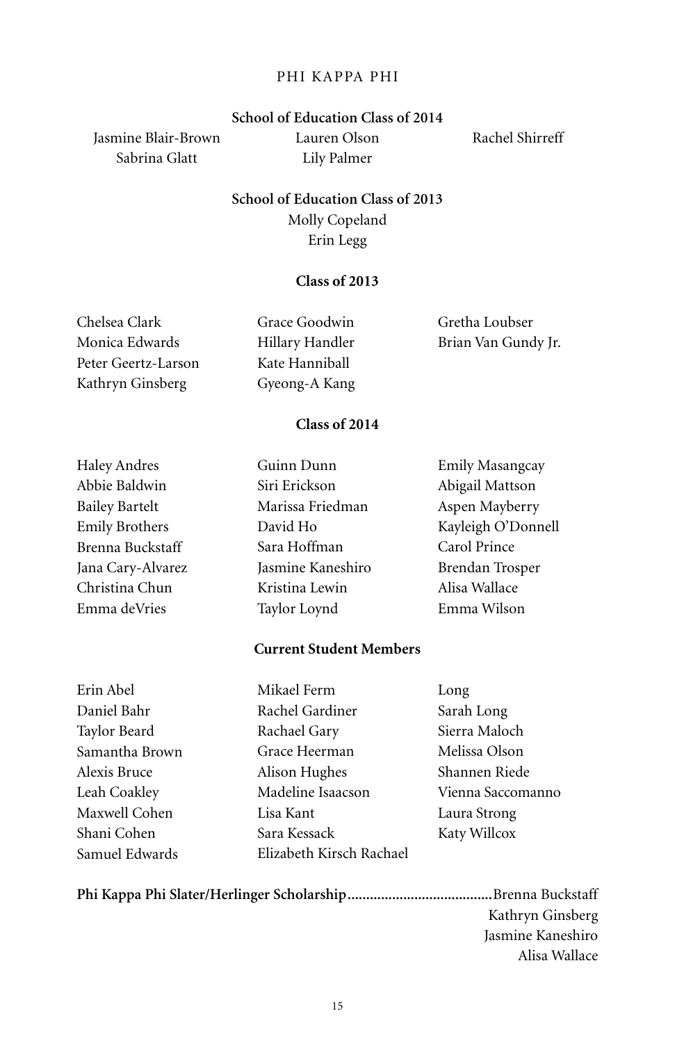## PHI KAPPA PHI

### School of Education Class of 2014

Jasmine Blair-Brown
Sabrina Glatt
Lauren Olson
Lily Palmer
Rachel Shirreff

### School of Education Class of 2013

Molly Copeland
Erin Legg

### Class of 2013

Chelsea Clark
Monica Edwards
Peter Geertz-Larson
Kathryn Ginsberg
Grace Goodwin
Hillary Handler
Kate Hanniball
Gyeong-A Kang
Gretha Loubser
Brian Van Gundy Jr.

### Class of 2014

Haley Andres
Abbie Baldwin
Bailey Bartelt
Emily Brothers
Brenna Buckstaff
Jana Cary-Alvarez
Christina Chun
Emma deVries
Guinn Dunn
Siri Erickson
Marissa Friedman
David Ho
Sara Hoffman
Jasmine Kaneshiro
Kristina Lewin
Taylor Loynd
Emily Masangcay
Abigail Mattson
Aspen Mayberry
Kayleigh O'Donnell
Carol Prince
Brendan Trosper
Alisa Wallace
Emma Wilson

### Current Student Members

Erin Abel
Daniel Bahr
Taylor Beard
Samantha Brown
Alexis Bruce
Leah Coakley
Maxwell Cohen
Shani Cohen
Samuel Edwards
Mikael Ferm
Rachel Gardiner
Rachael Gary
Grace Heerman
Alison Hughes
Madeline Isaacson
Lisa Kant
Sara Kessack
Elizabeth Kirsch Rachael
Long
Sarah Long
Sierra Maloch
Melissa Olson
Shannen Riede
Vienna Saccomanno
Laura Strong
Katy Willcox

**Phi Kappa Phi Slater/Herlinger Scholarship**.......................................Brenna Buckstaff
Kathryn Ginsberg
Jasmine Kaneshiro
Alisa Wallace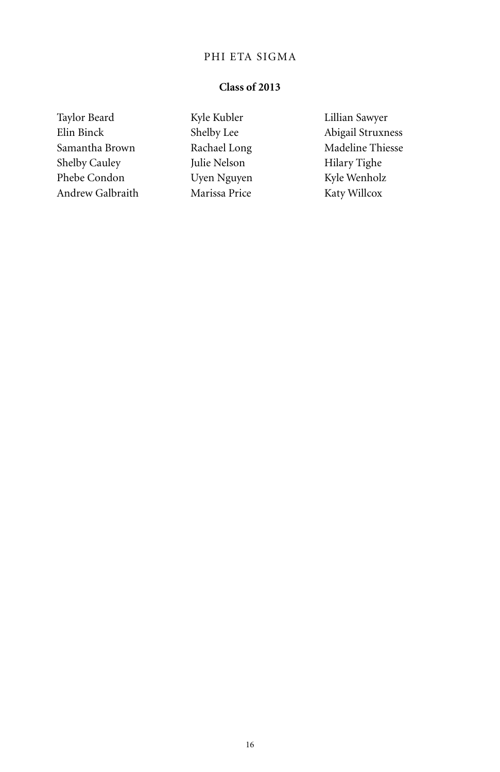## PHI ETA SIGMA

### Class of 2013

Taylor Beard
Elin Binck
Samantha Brown
Shelby Cauley
Phebe Condon
Andrew Galbraith
Kyle Kubler
Shelby Lee
Rachael Long
Julie Nelson
Uyen Nguyen
Marissa Price
Lillian Sawyer
Abigail Struxness
Madeline Thiesse
Hilary Tighe
Kyle Wenholz
Katy Willcox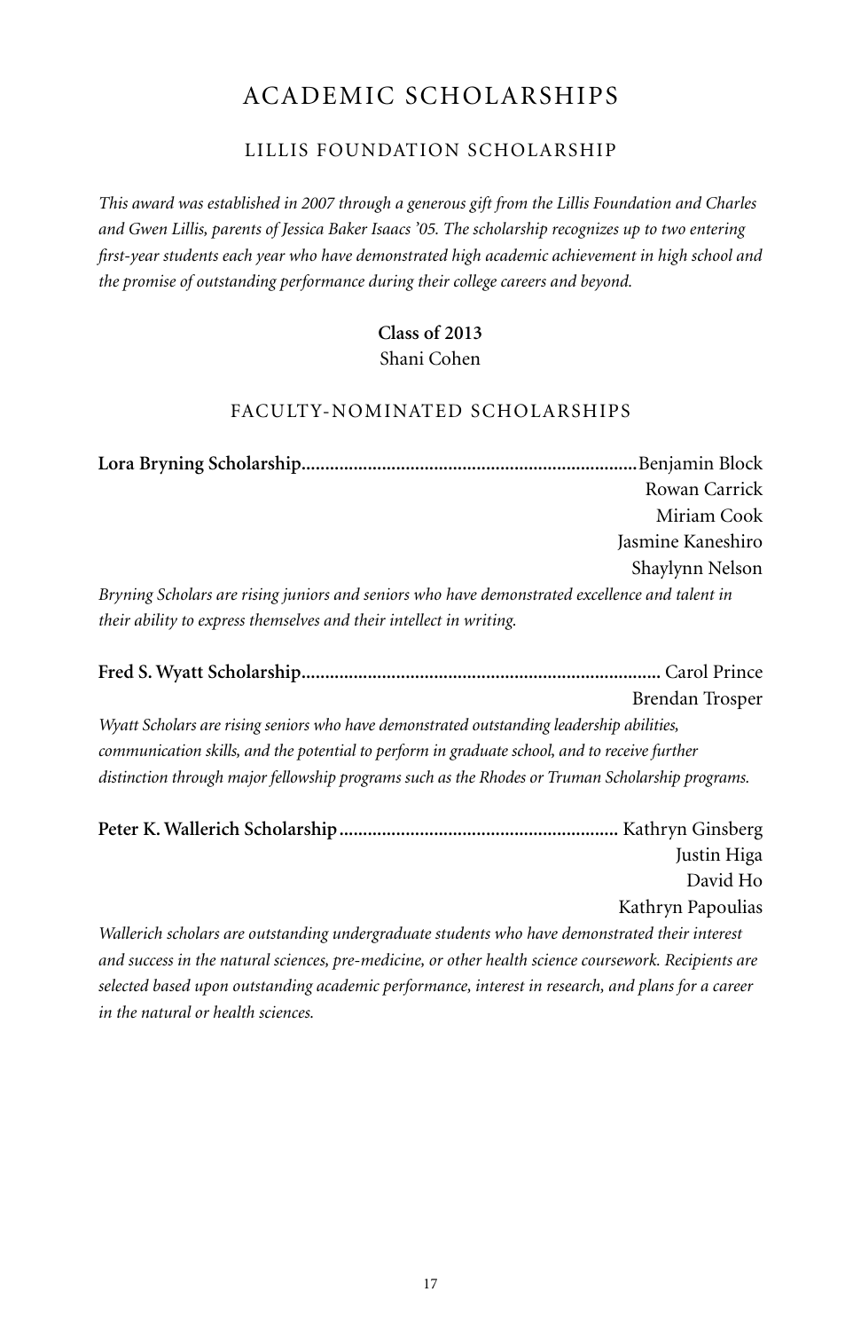# ACADEMIC SCHOLARSHIPS

## LILLIS FOUNDATION SCHOLARSHIP

*This award was established in 2007 through a generous gift from the Lillis Foundation and Charles and Gwen Lillis, parents of Jessica Baker Isaacs '05. The scholarship recognizes up to two entering first-year students each year who have demonstrated high academic achievement in high school and the promise of outstanding performance during their college careers and beyond.*

**Class of 2013**
Shani Cohen

## FACULTY-NOMINATED SCHOLARSHIPS

**Lora Bryning Scholarship**......................................................................Benjamin Block
Rowan Carrick
Miriam Cook
Jasmine Kaneshiro
Shaylynn Nelson

*Bryning Scholars are rising juniors and seniors who have demonstrated excellence and talent in their ability to express themselves and their intellect in writing.*

**Fred S. Wyatt Scholarship**........................................................................... Carol Prince
Brendan Trosper

*Wyatt Scholars are rising seniors who have demonstrated outstanding leadership abilities, communication skills, and the potential to perform in graduate school, and to receive further distinction through major fellowship programs such as the Rhodes or Truman Scholarship programs.*

**Peter K. Wallerich Scholarship**.......................................................... Kathryn Ginsberg
Justin Higa
David Ho
Kathryn Papoulias

*Wallerich scholars are outstanding undergraduate students who have demonstrated their interest and success in the natural sciences, pre-medicine, or other health science coursework. Recipients are selected based upon outstanding academic performance, interest in research, and plans for a career in the natural or health sciences.*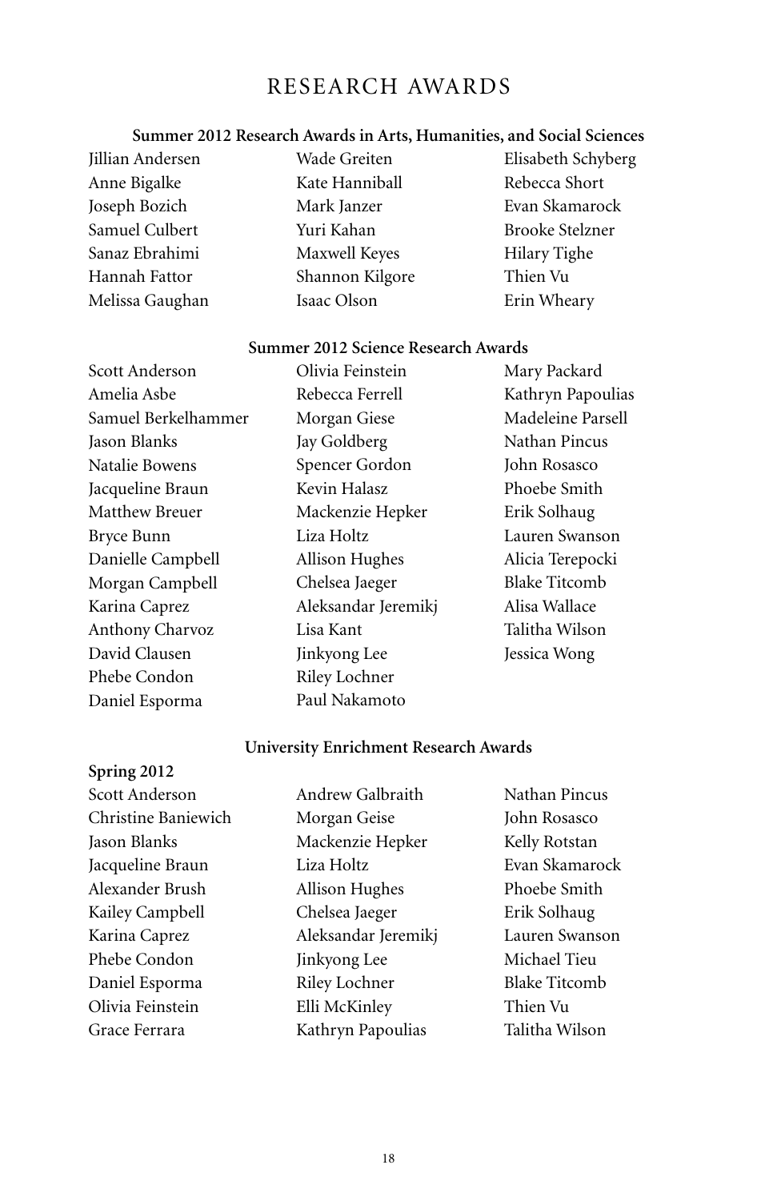# RESEARCH AWARDS

## Summer 2012 Research Awards in Arts, Humanities, and Social Sciences

Jillian Andersen
Anne Bigalke
Joseph Bozich
Samuel Culbert
Sanaz Ebrahimi
Hannah Fattor
Melissa Gaughan
Wade Greiten
Kate Hanniball
Mark Janzer
Yuri Kahan
Maxwell Keyes
Shannon Kilgore
Isaac Olson
Elisabeth Schyberg
Rebecca Short
Evan Skamarock
Brooke Stelzner
Hilary Tighe
Thien Vu
Erin Wheary

## Summer 2012 Science Research Awards

Scott Anderson
Amelia Asbe
Samuel Berkelhammer
Jason Blanks
Natalie Bowens
Jacqueline Braun
Matthew Breuer
Bryce Bunn
Danielle Campbell
Morgan Campbell
Karina Caprez
Anthony Charvoz
David Clausen
Phebe Condon
Daniel Esporma
Olivia Feinstein
Rebecca Ferrell
Morgan Giese
Jay Goldberg
Spencer Gordon
Kevin Halasz
Mackenzie Hepker
Liza Holtz
Allison Hughes
Chelsea Jaeger
Aleksandar Jeremikj
Lisa Kant
Jinkyong Lee
Riley Lochner
Paul Nakamoto
Mary Packard
Kathryn Papoulias
Madeleine Parsell
Nathan Pincus
John Rosasco
Phoebe Smith
Erik Solhaug
Lauren Swanson
Alicia Terepocki
Blake Titcomb
Alisa Wallace
Talitha Wilson
Jessica Wong

## University Enrichment Research Awards

**Spring 2012**

Scott Anderson
Christine Baniewich
Jason Blanks
Jacqueline Braun
Alexander Brush
Kailey Campbell
Karina Caprez
Phebe Condon
Daniel Esporma
Olivia Feinstein
Grace Ferrara
Andrew Galbraith
Morgan Geise
Mackenzie Hepker
Liza Holtz
Allison Hughes
Chelsea Jaeger
Aleksandar Jeremikj
Jinkyong Lee
Riley Lochner
Elli McKinley
Kathryn Papoulias
Nathan Pincus
John Rosasco
Kelly Rotstan
Evan Skamarock
Phoebe Smith
Erik Solhaug
Lauren Swanson
Michael Tieu
Blake Titcomb
Thien Vu
Talitha Wilson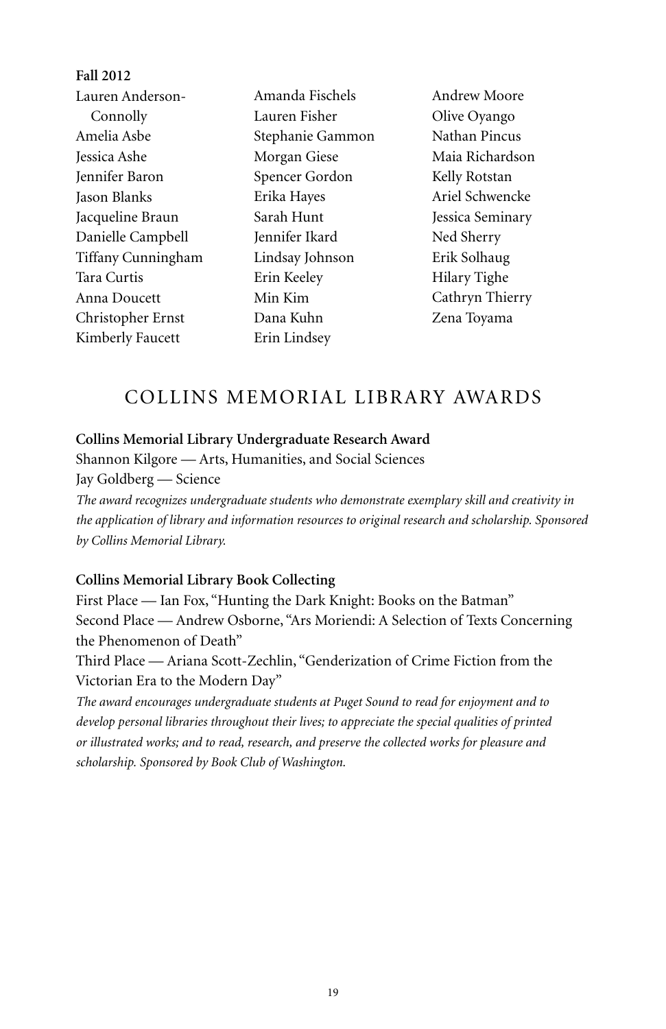**Fall 2012**

Lauren Anderson-Connolly
Amelia Asbe
Jessica Ashe
Jennifer Baron
Jason Blanks
Jacqueline Braun
Danielle Campbell
Tiffany Cunningham
Tara Curtis
Anna Doucett
Christopher Ernst
Kimberly Faucett
Amanda Fischels
Lauren Fisher
Stephanie Gammon
Morgan Giese
Spencer Gordon
Erika Hayes
Sarah Hunt
Jennifer Ikard
Lindsay Johnson
Erin Keeley
Min Kim
Dana Kuhn
Erin Lindsey
Andrew Moore
Olive Oyango
Nathan Pincus
Maia Richardson
Kelly Rotstan
Ariel Schwencke
Jessica Seminary
Ned Sherry
Erik Solhaug
Hilary Tighe
Cathryn Thierry
Zena Toyama

## COLLINS MEMORIAL LIBRARY AWARDS

**Collins Memorial Library Undergraduate Research Award**

Shannon Kilgore — Arts, Humanities, and Social Sciences
Jay Goldberg — Science

*The award recognizes undergraduate students who demonstrate exemplary skill and creativity in the application of library and information resources to original research and scholarship. Sponsored by Collins Memorial Library.*

**Collins Memorial Library Book Collecting**

First Place — Ian Fox, "Hunting the Dark Knight: Books on the Batman"
Second Place — Andrew Osborne, "Ars Moriendi: A Selection of Texts Concerning the Phenomenon of Death"
Third Place — Ariana Scott-Zechlin, "Genderization of Crime Fiction from the Victorian Era to the Modern Day"

*The award encourages undergraduate students at Puget Sound to read for enjoyment and to develop personal libraries throughout their lives; to appreciate the special qualities of printed or illustrated works; and to read, research, and preserve the collected works for pleasure and scholarship. Sponsored by Book Club of Washington.*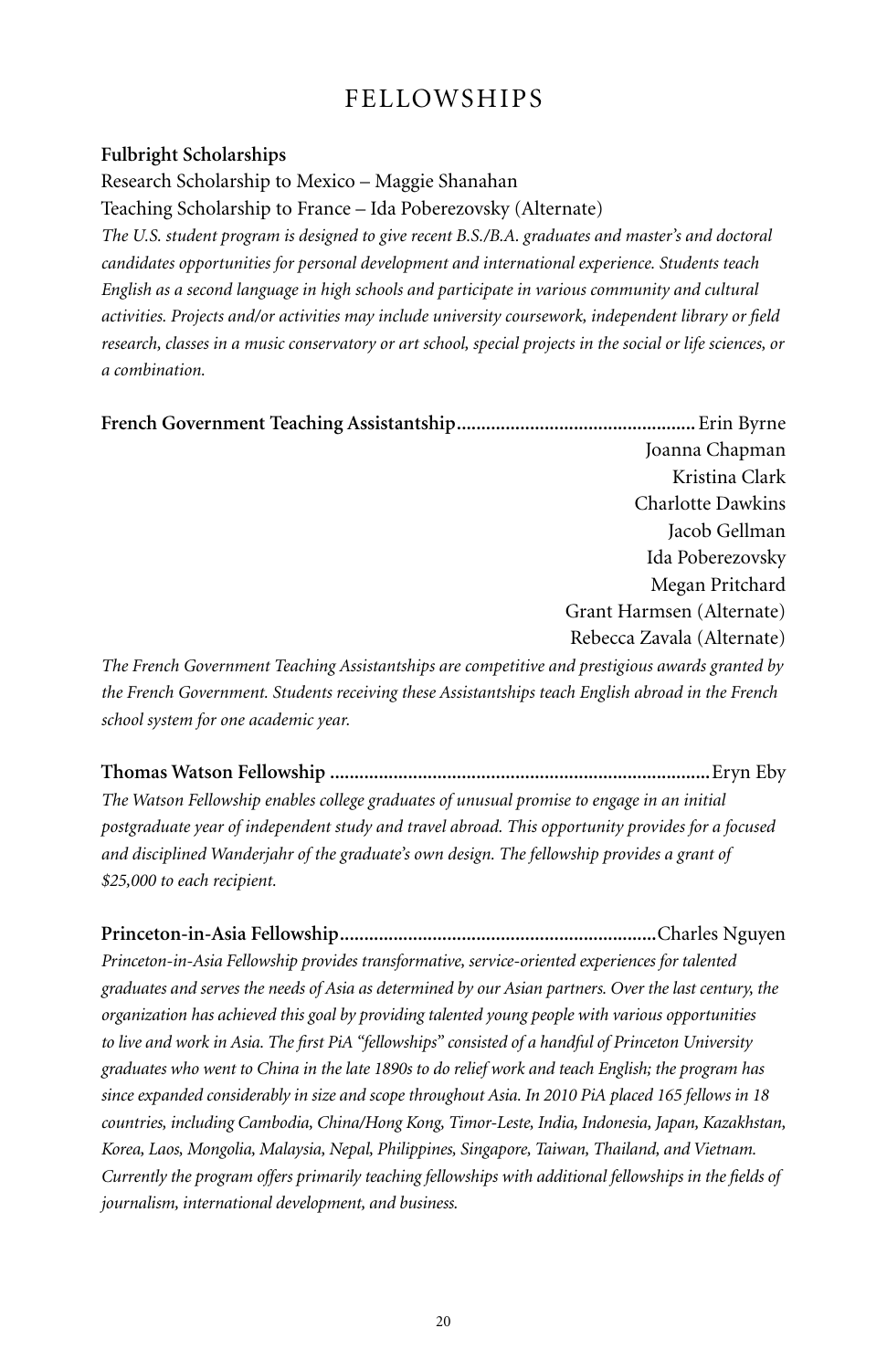# FELLOWSHIPS

**Fulbright Scholarships**

Research Scholarship to Mexico – Maggie Shanahan

Teaching Scholarship to France – Ida Poberezovsky (Alternate)

*The U.S. student program is designed to give recent B.S./B.A. graduates and master's and doctoral candidates opportunities for personal development and international experience. Students teach English as a second language in high schools and participate in various community and cultural activities. Projects and/or activities may include university coursework, independent library or field research, classes in a music conservatory or art school, special projects in the social or life sciences, or a combination.*

**French Government Teaching Assistantship**................................................Erin Byrne
Joanna Chapman
Kristina Clark
Charlotte Dawkins
Jacob Gellman
Ida Poberezovsky
Megan Pritchard
Grant Harmsen (Alternate)
Rebecca Zavala (Alternate)

*The French Government Teaching Assistantships are competitive and prestigious awards granted by the French Government. Students receiving these Assistantships teach English abroad in the French school system for one academic year.*

**Thomas Watson Fellowship** .............................................................................Eryn Eby

*The Watson Fellowship enables college graduates of unusual promise to engage in an initial postgraduate year of independent study and travel abroad. This opportunity provides for a focused and disciplined Wanderjahr of the graduate's own design. The fellowship provides a grant of $25,000 to each recipient.*

**Princeton-in-Asia Fellowship**................................................................Charles Nguyen

*Princeton-in-Asia Fellowship provides transformative, service-oriented experiences for talented graduates and serves the needs of Asia as determined by our Asian partners. Over the last century, the organization has achieved this goal by providing talented young people with various opportunities to live and work in Asia. The first PiA "fellowships" consisted of a handful of Princeton University graduates who went to China in the late 1890s to do relief work and teach English; the program has since expanded considerably in size and scope throughout Asia. In 2010 PiA placed 165 fellows in 18 countries, including Cambodia, China/Hong Kong, Timor-Leste, India, Indonesia, Japan, Kazakhstan, Korea, Laos, Mongolia, Malaysia, Nepal, Philippines, Singapore, Taiwan, Thailand, and Vietnam. Currently the program offers primarily teaching fellowships with additional fellowships in the fields of journalism, international development, and business.*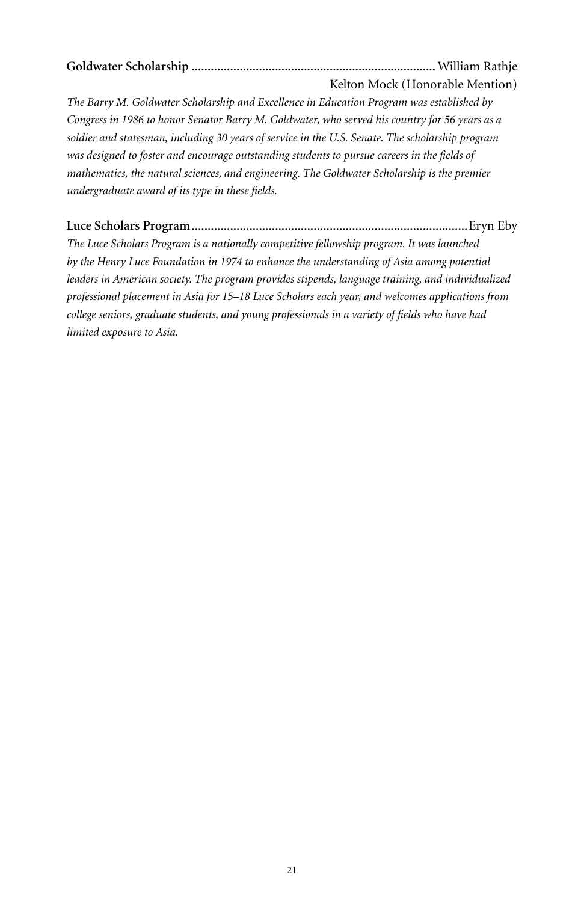**Goldwater Scholarship** .......................................................................... William Rathje
Kelton Mock (Honorable Mention)

*The Barry M. Goldwater Scholarship and Excellence in Education Program was established by Congress in 1986 to honor Senator Barry M. Goldwater, who served his country for 56 years as a soldier and statesman, including 30 years of service in the U.S. Senate. The scholarship program was designed to foster and encourage outstanding students to pursue careers in the fields of mathematics, the natural sciences, and engineering. The Goldwater Scholarship is the premier undergraduate award of its type in these fields.*

**Luce Scholars Program** ..................................................................................... Eryn Eby

*The Luce Scholars Program is a nationally competitive fellowship program. It was launched by the Henry Luce Foundation in 1974 to enhance the understanding of Asia among potential leaders in American society. The program provides stipends, language training, and individualized professional placement in Asia for 15–18 Luce Scholars each year, and welcomes applications from college seniors, graduate students, and young professionals in a variety of fields who have had limited exposure to Asia.*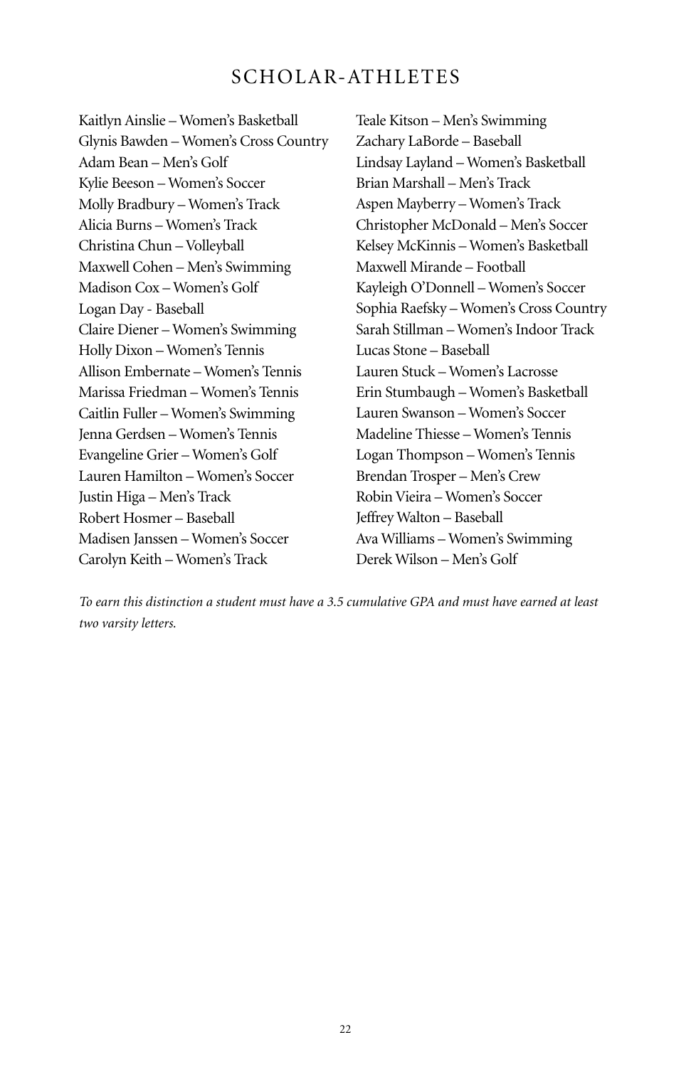# SCHOLAR-ATHLETES

Kaitlyn Ainslie – Women's Basketball
Glynis Bawden – Women's Cross Country
Adam Bean – Men's Golf
Kylie Beeson – Women's Soccer
Molly Bradbury – Women's Track
Alicia Burns – Women's Track
Christina Chun – Volleyball
Maxwell Cohen – Men's Swimming
Madison Cox – Women's Golf
Logan Day - Baseball
Claire Diener – Women's Swimming
Holly Dixon – Women's Tennis
Allison Embernate – Women's Tennis
Marissa Friedman – Women's Tennis
Caitlin Fuller – Women's Swimming
Jenna Gerdsen – Women's Tennis
Evangeline Grier – Women's Golf
Lauren Hamilton – Women's Soccer
Justin Higa – Men's Track
Robert Hosmer – Baseball
Madisen Janssen – Women's Soccer
Carolyn Keith – Women's Track
Teale Kitson – Men's Swimming
Zachary LaBorde – Baseball
Lindsay Layland – Women's Basketball
Brian Marshall – Men's Track
Aspen Mayberry – Women's Track
Christopher McDonald – Men's Soccer
Kelsey McKinnis – Women's Basketball
Maxwell Mirande – Football
Kayleigh O'Donnell – Women's Soccer
Sophia Raefsky – Women's Cross Country
Sarah Stillman – Women's Indoor Track
Lucas Stone – Baseball
Lauren Stuck – Women's Lacrosse
Erin Stumbaugh – Women's Basketball
Lauren Swanson – Women's Soccer
Madeline Thiesse – Women's Tennis
Logan Thompson – Women's Tennis
Brendan Trosper – Men's Crew
Robin Vieira – Women's Soccer
Jeffrey Walton – Baseball
Ava Williams – Women's Swimming
Derek Wilson – Men's Golf

*To earn this distinction a student must have a 3.5 cumulative GPA and must have earned at least two varsity letters.*